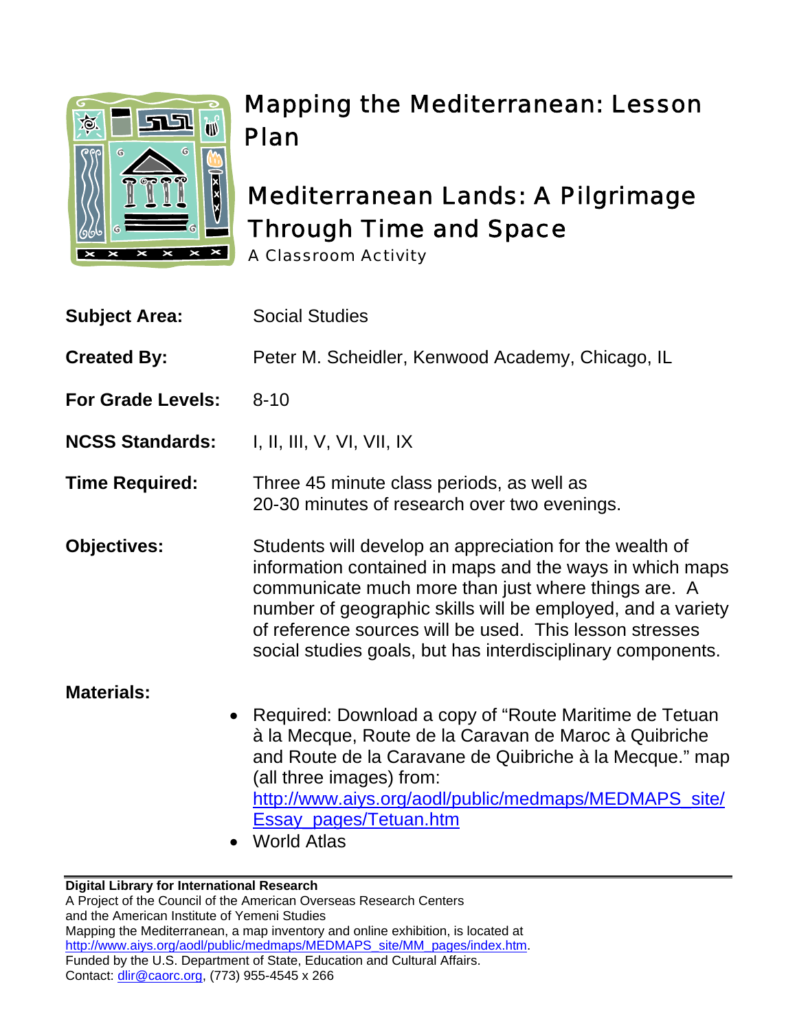# Mapping the Mediterranean: Lesson Plan

## Mediterranean Lands: A Pilgrimage Through Time and Space

A Classroom Activity

**Subject Area:** Social Studies

**Created By:** Peter M. Scheidler, Kenwood Academy, Chicago, IL

**For Grade Levels:** 8-10

**NCSS Standards:** I, II, III, V, VI, VII, IX

**Time Required:** Three 45 minute class periods, as well as 20-30 minutes of research over two evenings.

**Objectives:** Students will develop an appreciation for the wealth of information contained in maps and the ways in which maps communicate much more than just where things are. A number of geographic skills will be employed, and a variety of reference sources will be used. This lesson stresses social studies goals, but has interdisciplinary components.

**Materials:**

- Required: Download a copy of "Route Maritime de Tetuan à la Mecque, Route de la Caravan de Maroc à Quibriche and Route de la Caravane de Quibriche à la Mecque." map (all three images) from: [http://www.aiys.org/aodl/public/medmaps/MEDMAPS_site/Essay_pages/Tetuan.htm](http://www.aiys.org/aodl/public/medmaps/MEDMAPS_site/Essay_pages/Tetuan.htm)
- World Atlas

---

**Digital Library for International Research**
A Project of the Council of the American Overseas Research Centers and the American Institute of Yemeni Studies
Mapping the Mediterranean, a map inventory and online exhibition, is located at [http://www.aiys.org/aodl/public/medmaps/MEDMAPS_site/MM_pages/index.htm](http://www.aiys.org/aodl/public/medmaps/MEDMAPS_site/MM_pages/index.htm).
Funded by the U.S. Department of State, Education and Cultural Affairs.
Contact: [dlir@caorc.org](mailto:dlir@caorc.org), (773) 955-4545 x 266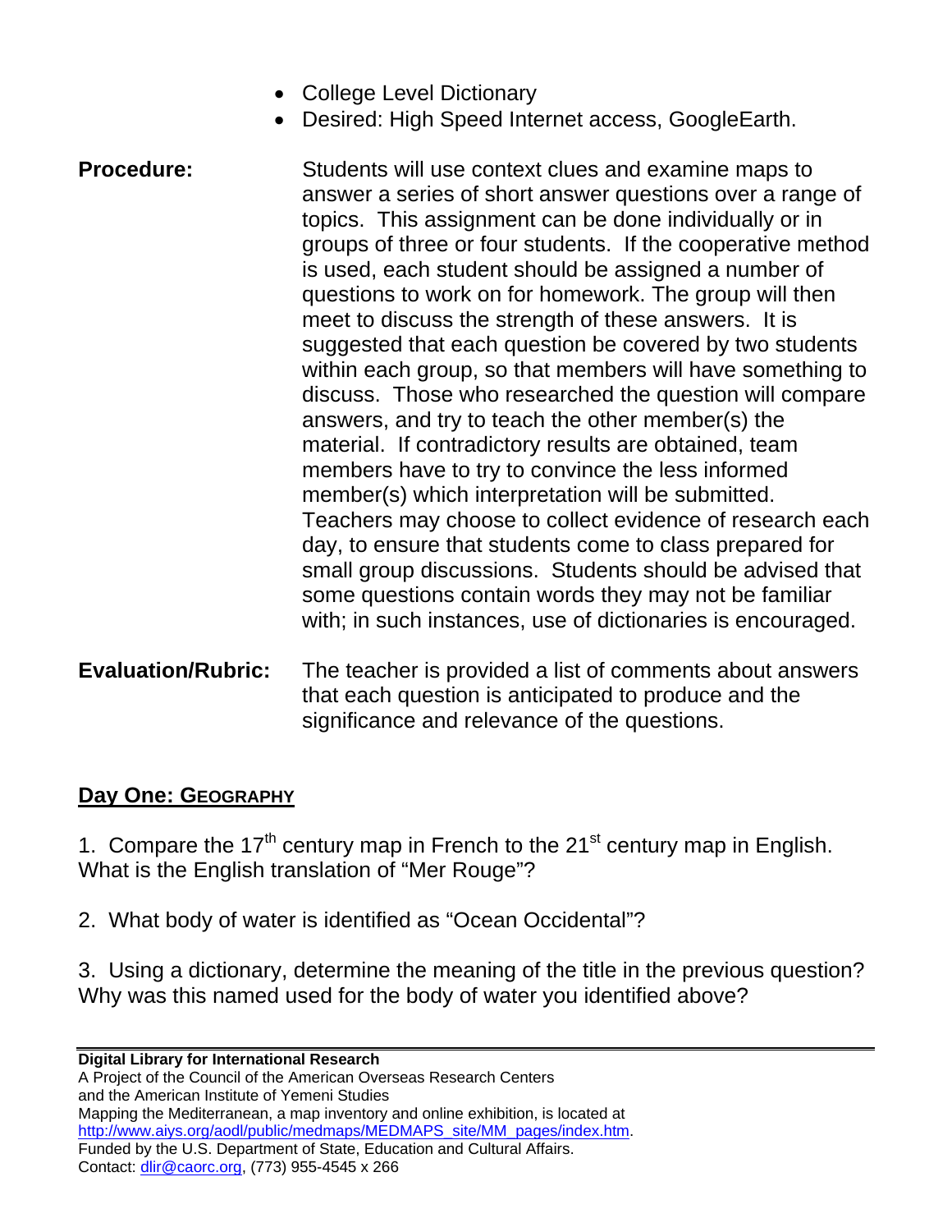- College Level Dictionary
- Desired: High Speed Internet access, GoogleEarth.

**Procedure:** Students will use context clues and examine maps to answer a series of short answer questions over a range of topics. This assignment can be done individually or in groups of three or four students. If the cooperative method is used, each student should be assigned a number of questions to work on for homework. The group will then meet to discuss the strength of these answers. It is suggested that each question be covered by two students within each group, so that members will have something to discuss. Those who researched the question will compare answers, and try to teach the other member(s) the material. If contradictory results are obtained, team members have to try to convince the less informed member(s) which interpretation will be submitted. Teachers may choose to collect evidence of research each day, to ensure that students come to class prepared for small group discussions. Students should be advised that some questions contain words they may not be familiar with; in such instances, use of dictionaries is encouraged.

**Evaluation/Rubric:** The teacher is provided a list of comments about answers that each question is anticipated to produce and the significance and relevance of the questions.

## Day One: GEOGRAPHY

1. Compare the 17th century map in French to the 21st century map in English. What is the English translation of "Mer Rouge"?

2. What body of water is identified as "Ocean Occidental"?

3. Using a dictionary, determine the meaning of the title in the previous question? Why was this named used for the body of water you identified above?

**Digital Library for International Research**
A Project of the Council of the American Overseas Research Centers
and the American Institute of Yemeni Studies
Mapping the Mediterranean, a map inventory and online exhibition, is located at http://www.aiys.org/aodl/public/medmaps/MEDMAPS_site/MM_pages/index.htm.
Funded by the U.S. Department of State, Education and Cultural Affairs.
Contact: dlir@caorc.org, (773) 955-4545 x 266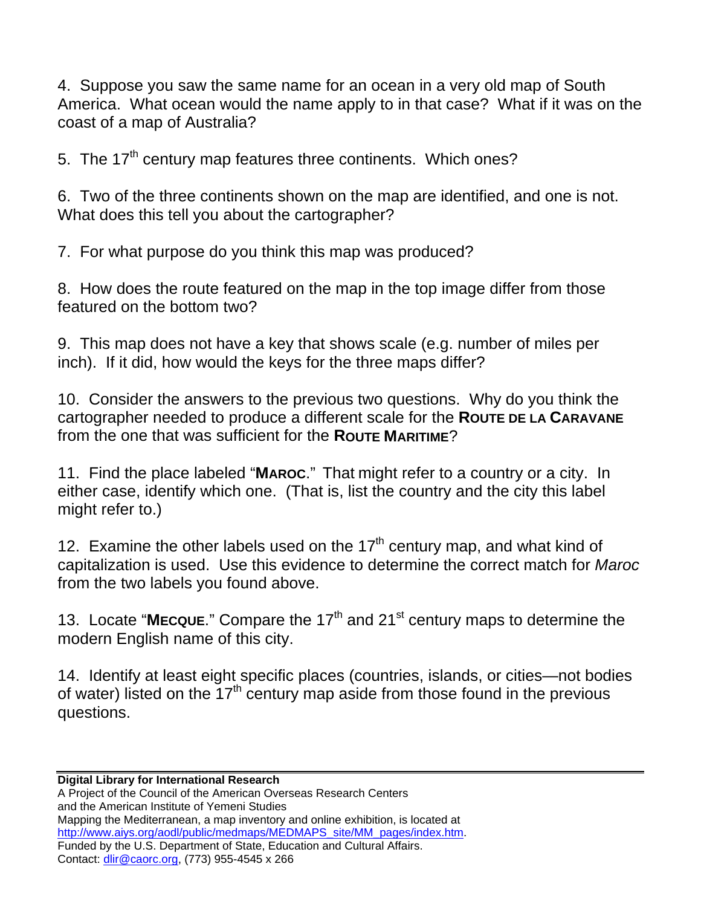4. Suppose you saw the same name for an ocean in a very old map of South America. What ocean would the name apply to in that case? What if it was on the coast of a map of Australia?

5. The 17th century map features three continents. Which ones?

6. Two of the three continents shown on the map are identified, and one is not. What does this tell you about the cartographer?

7. For what purpose do you think this map was produced?

8. How does the route featured on the map in the top image differ from those featured on the bottom two?

9. This map does not have a key that shows scale (e.g. number of miles per inch). If it did, how would the keys for the three maps differ?

10. Consider the answers to the previous two questions. Why do you think the cartographer needed to produce a different scale for the **ROUTE DE LA CARAVANE** from the one that was sufficient for the **ROUTE MARITIME**?

11. Find the place labeled "**MAROC**." That might refer to a country or a city. In either case, identify which one. (That is, list the country and the city this label might refer to.)

12. Examine the other labels used on the 17th century map, and what kind of capitalization is used. Use this evidence to determine the correct match for *Maroc* from the two labels you found above.

13. Locate "**MECQUE**." Compare the 17th and 21st century maps to determine the modern English name of this city.

14. Identify at least eight specific places (countries, islands, or cities—not bodies of water) listed on the 17th century map aside from those found in the previous questions.

---

**Digital Library for International Research**
A Project of the Council of the American Overseas Research Centers
and the American Institute of Yemeni Studies
Mapping the Mediterranean, a map inventory and online exhibition, is located at
http://www.aiys.org/aodl/public/medmaps/MEDMAPS_site/MM_pages/index.htm.
Funded by the U.S. Department of State, Education and Cultural Affairs.
Contact: dlir@caorc.org, (773) 955-4545 x 266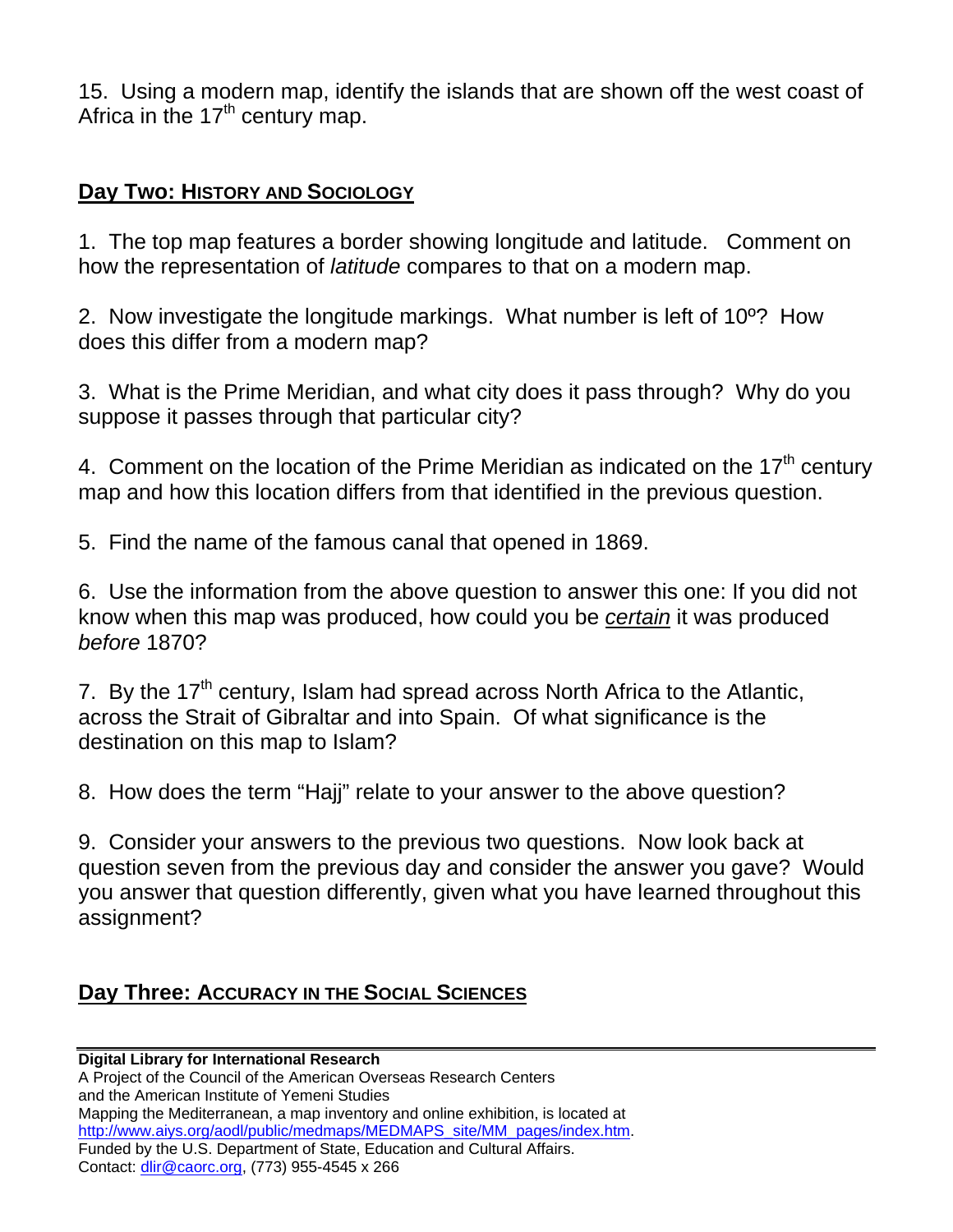15. Using a modern map, identify the islands that are shown off the west coast of Africa in the 17th century map.

## Day Two: History and Sociology

1. The top map features a border showing longitude and latitude. Comment on how the representation of *latitude* compares to that on a modern map.

2. Now investigate the longitude markings. What number is left of 10º? How does this differ from a modern map?

3. What is the Prime Meridian, and what city does it pass through? Why do you suppose it passes through that particular city?

4. Comment on the location of the Prime Meridian as indicated on the 17th century map and how this location differs from that identified in the previous question.

5. Find the name of the famous canal that opened in 1869.

6. Use the information from the above question to answer this one: If you did not know when this map was produced, how could you be ***certain*** it was produced *before* 1870?

7. By the 17th century, Islam had spread across North Africa to the Atlantic, across the Strait of Gibraltar and into Spain. Of what significance is the destination on this map to Islam?

8. How does the term "Hajj" relate to your answer to the above question?

9. Consider your answers to the previous two questions. Now look back at question seven from the previous day and consider the answer you gave? Would you answer that question differently, given what you have learned throughout this assignment?

## Day Three: Accuracy in the Social Sciences

**Digital Library for International Research**
A Project of the Council of the American Overseas Research Centers
and the American Institute of Yemeni Studies
Mapping the Mediterranean, a map inventory and online exhibition, is located at http://www.aiys.org/aodl/public/medmaps/MEDMAPS_site/MM_pages/index.htm.
Funded by the U.S. Department of State, Education and Cultural Affairs.
Contact: dlir@caorc.org, (773) 955-4545 x 266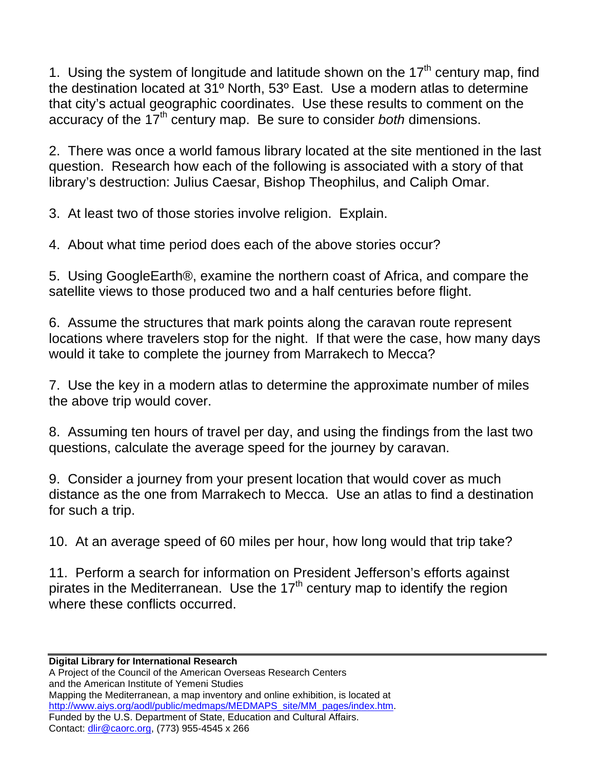1. Using the system of longitude and latitude shown on the 17th century map, find the destination located at 31º North, 53º East. Use a modern atlas to determine that city's actual geographic coordinates. Use these results to comment on the accuracy of the 17th century map. Be sure to consider *both* dimensions.

2. There was once a world famous library located at the site mentioned in the last question. Research how each of the following is associated with a story of that library's destruction: Julius Caesar, Bishop Theophilus, and Caliph Omar.

3. At least two of those stories involve religion. Explain.

4. About what time period does each of the above stories occur?

5. Using GoogleEarth®, examine the northern coast of Africa, and compare the satellite views to those produced two and a half centuries before flight.

6. Assume the structures that mark points along the caravan route represent locations where travelers stop for the night. If that were the case, how many days would it take to complete the journey from Marrakech to Mecca?

7. Use the key in a modern atlas to determine the approximate number of miles the above trip would cover.

8. Assuming ten hours of travel per day, and using the findings from the last two questions, calculate the average speed for the journey by caravan.

9. Consider a journey from your present location that would cover as much distance as the one from Marrakech to Mecca. Use an atlas to find a destination for such a trip.

10. At an average speed of 60 miles per hour, how long would that trip take?

11. Perform a search for information on President Jefferson's efforts against pirates in the Mediterranean. Use the 17th century map to identify the region where these conflicts occurred.

---

**Digital Library for International Research**
A Project of the Council of the American Overseas Research Centers
and the American Institute of Yemeni Studies
Mapping the Mediterranean, a map inventory and online exhibition, is located at http://www.aiys.org/aodl/public/medmaps/MEDMAPS_site/MM_pages/index.htm.
Funded by the U.S. Department of State, Education and Cultural Affairs.
Contact: dlir@caorc.org, (773) 955-4545 x 266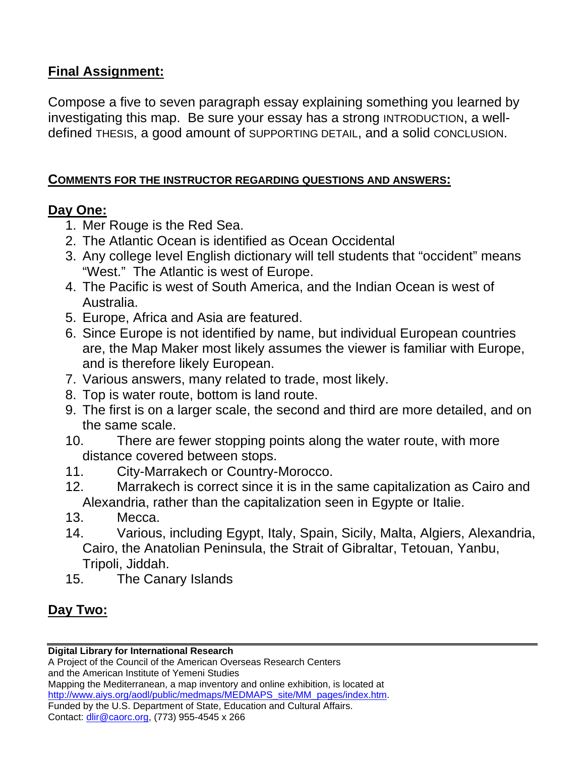## Final Assignment:

Compose a five to seven paragraph essay explaining something you learned by investigating this map. Be sure your essay has a strong INTRODUCTION, a well-defined THESIS, a good amount of SUPPORTING DETAIL, and a solid CONCLUSION.

### COMMENTS FOR THE INSTRUCTOR REGARDING QUESTIONS AND ANSWERS:

## Day One:

1. Mer Rouge is the Red Sea.
2. The Atlantic Ocean is identified as Ocean Occidental
3. Any college level English dictionary will tell students that "occident" means "West." The Atlantic is west of Europe.
4. The Pacific is west of South America, and the Indian Ocean is west of Australia.
5. Europe, Africa and Asia are featured.
6. Since Europe is not identified by name, but individual European countries are, the Map Maker most likely assumes the viewer is familiar with Europe, and is therefore likely European.
7. Various answers, many related to trade, most likely.
8. Top is water route, bottom is land route.
9. The first is on a larger scale, the second and third are more detailed, and on the same scale.
10. There are fewer stopping points along the water route, with more distance covered between stops.
11. City-Marrakech or Country-Morocco.
12. Marrakech is correct since it is in the same capitalization as Cairo and Alexandria, rather than the capitalization seen in Egypte or Italie.
13. Mecca.
14. Various, including Egypt, Italy, Spain, Sicily, Malta, Algiers, Alexandria, Cairo, the Anatolian Peninsula, the Strait of Gibraltar, Tetouan, Yanbu, Tripoli, Jiddah.
15. The Canary Islands

## Day Two:

**Digital Library for International Research**
A Project of the Council of the American Overseas Research Centers
and the American Institute of Yemeni Studies
Mapping the Mediterranean, a map inventory and online exhibition, is located at http://www.aiys.org/aodl/public/medmaps/MEDMAPS_site/MM_pages/index.htm.
Funded by the U.S. Department of State, Education and Cultural Affairs.
Contact: dlir@caorc.org, (773) 955-4545 x 266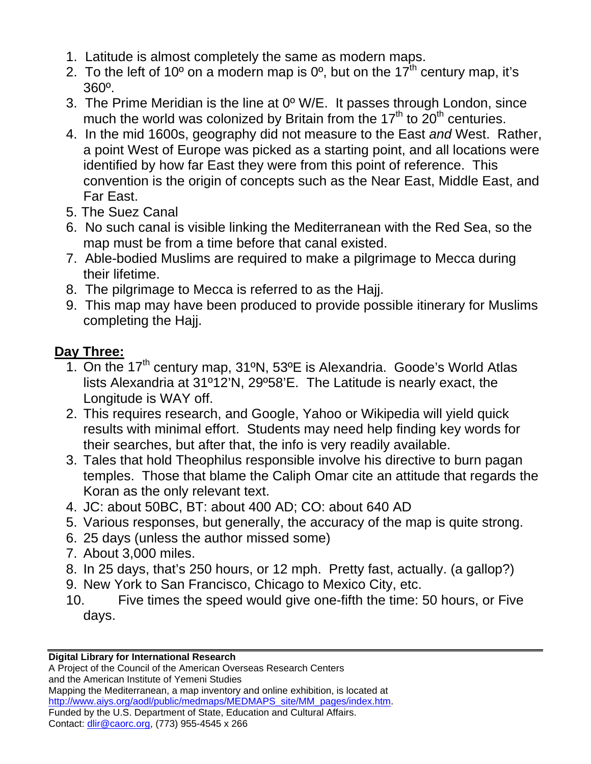1. Latitude is almost completely the same as modern maps.
2. To the left of 10º on a modern map is 0º, but on the 17th century map, it's 360º.
3. The Prime Meridian is the line at 0º W/E. It passes through London, since much the world was colonized by Britain from the 17th to 20th centuries.
4. In the mid 1600s, geography did not measure to the East *and* West. Rather, a point West of Europe was picked as a starting point, and all locations were identified by how far East they were from this point of reference. This convention is the origin of concepts such as the Near East, Middle East, and Far East.
5. The Suez Canal
6. No such canal is visible linking the Mediterranean with the Red Sea, so the map must be from a time before that canal existed.
7. Able-bodied Muslims are required to make a pilgrimage to Mecca during their lifetime.
8. The pilgrimage to Mecca is referred to as the Hajj.
9. This map may have been produced to provide possible itinerary for Muslims completing the Hajj.

## Day Three:

1. On the 17th century map, 31ºN, 53ºE is Alexandria. Goode's World Atlas lists Alexandria at 31º12'N, 29º58'E. The Latitude is nearly exact, the Longitude is WAY off.
2. This requires research, and Google, Yahoo or Wikipedia will yield quick results with minimal effort. Students may need help finding key words for their searches, but after that, the info is very readily available.
3. Tales that hold Theophilus responsible involve his directive to burn pagan temples. Those that blame the Caliph Omar cite an attitude that regards the Koran as the only relevant text.
4. JC: about 50BC, BT: about 400 AD; CO: about 640 AD
5. Various responses, but generally, the accuracy of the map is quite strong.
6. 25 days (unless the author missed some)
7. About 3,000 miles.
8. In 25 days, that's 250 hours, or 12 mph. Pretty fast, actually. (a gallop?)
9. New York to San Francisco, Chicago to Mexico City, etc.
10. Five times the speed would give one-fifth the time: 50 hours, or Five days.

**Digital Library for International Research**
A Project of the Council of the American Overseas Research Centers
and the American Institute of Yemeni Studies
Mapping the Mediterranean, a map inventory and online exhibition, is located at
http://www.aiys.org/aodl/public/medmaps/MEDMAPS_site/MM_pages/index.htm.
Funded by the U.S. Department of State, Education and Cultural Affairs.
Contact: dlir@caorc.org, (773) 955-4545 x 266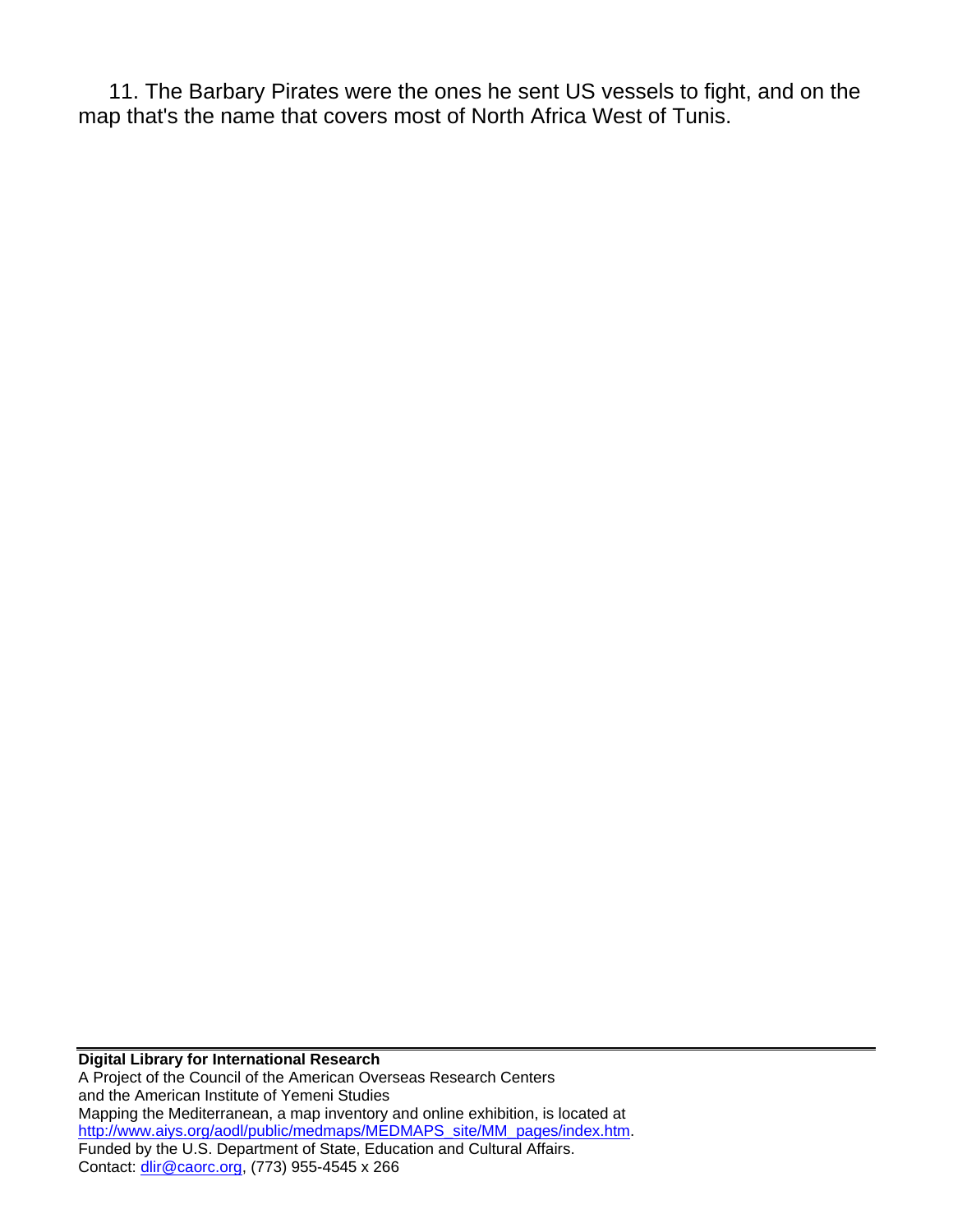11. The Barbary Pirates were the ones he sent US vessels to fight, and on the map that's the name that covers most of North Africa West of Tunis.